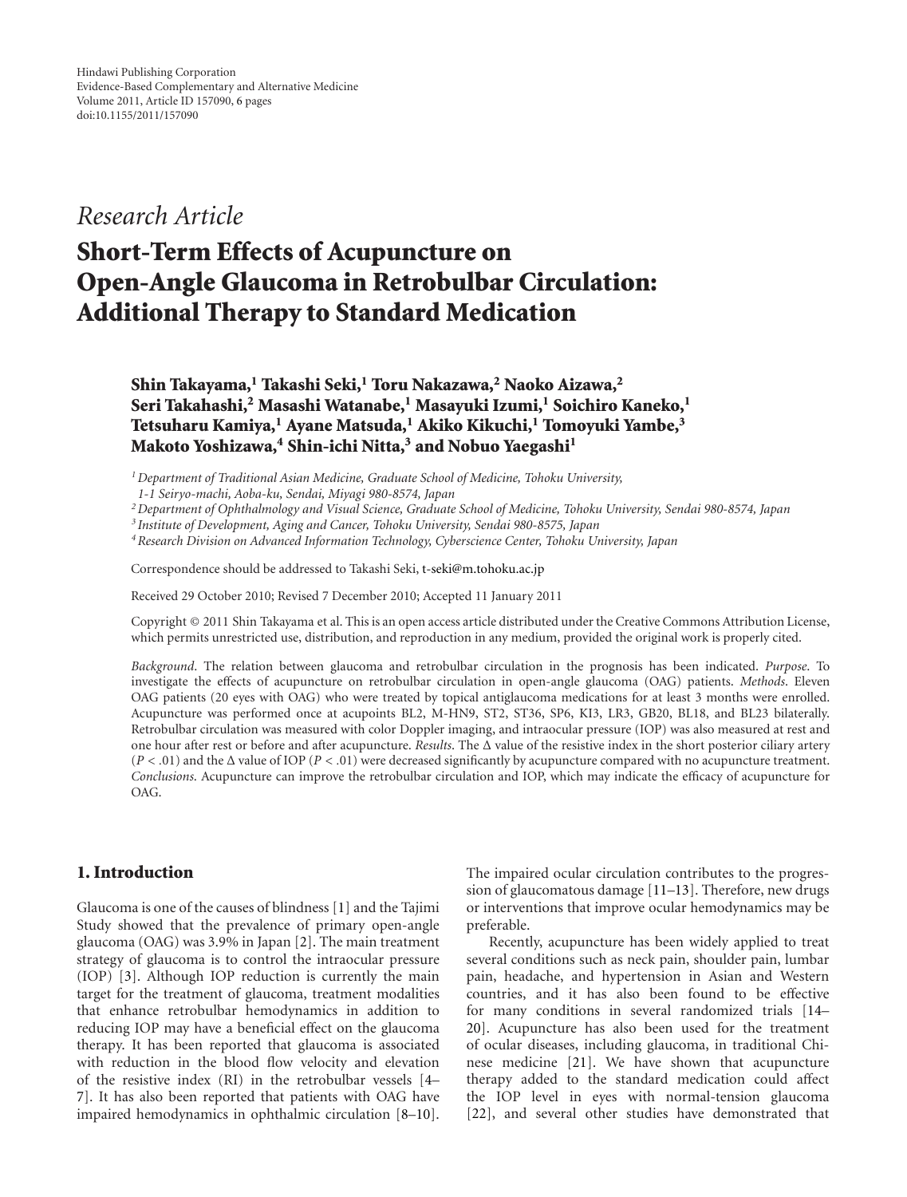Research Article

# Short-Term Effects of Acupuncture on Open-Angle Glaucoma in Retrobulbar Circulation: Additional Therapy to Standard Medication

**Shin Takayama,[1] Takashi Seki,[1] Toru Nakazawa,[2] Naoko Aizawa,[2] Seri Takahashi,[2] Masashi Watanabe,[1] Masayuki Izumi,[1] Soichiro Kaneko,[1] Tetsuharu Kamiya,[1] Ayane Matsuda,[1] Akiko Kikuchi,[1] Tomoyuki Yambe,[3] Makoto Yoshizawa,[4] Shin-ichi Nitta,[3] and Nobuo Yaegashi[1]**

[1] *Department of Traditional Asian Medicine, Graduate School of Medicine, Tohoku University, 1-1 Seiryo-machi, Aoba-ku, Sendai, Miyagi 980-8574, Japan*

[2] *Department of Ophthalmology and Visual Science, Graduate School of Medicine, Tohoku University, Sendai 980-8574, Japan*

[3] *Institute of Development, Aging and Cancer, Tohoku University, Sendai 980-8575, Japan*

[4] *Research Division on Advanced Information Technology, Cyberscience Center, Tohoku University, Japan*

Correspondence should be addressed to Takashi Seki, t-seki@m.tohoku.ac.jp

Received 29 October 2010; Revised 7 December 2010; Accepted 11 January 2011

Copyright © 2011 Shin Takayama et al. This is an open access article distributed under the Creative Commons Attribution License, which permits unrestricted use, distribution, and reproduction in any medium, provided the original work is properly cited.

*Background*. The relation between glaucoma and retrobulbar circulation in the prognosis has been indicated. *Purpose*. To investigate the effects of acupuncture on retrobulbar circulation in open-angle glaucoma (OAG) patients. *Methods*. Eleven OAG patients (20 eyes with OAG) who were treated by topical antiglaucoma medications for at least 3 months were enrolled. Acupuncture was performed once at acupoints BL2, M-HN9, ST2, ST36, SP6, KI3, LR3, GB20, BL18, and BL23 bilaterally. Retrobulbar circulation was measured with color Doppler imaging, and intraocular pressure (IOP) was also measured at rest and one hour after rest or before and after acupuncture. *Results*. The Δ value of the resistive index in the short posterior ciliary artery ($P < .01$) and the Δ value of IOP ($P < .01$) were decreased significantly by acupuncture compared with no acupuncture treatment. *Conclusions*. Acupuncture can improve the retrobulbar circulation and IOP, which may indicate the efficacy of acupuncture for OAG.

## 1. Introduction

Glaucoma is one of the causes of blindness [1] and the Tajimi Study showed that the prevalence of primary open-angle glaucoma (OAG) was 3.9% in Japan [2]. The main treatment strategy of glaucoma is to control the intraocular pressure (IOP) [3]. Although IOP reduction is currently the main target for the treatment of glaucoma, treatment modalities that enhance retrobulbar hemodynamics in addition to reducing IOP may have a beneficial effect on the glaucoma therapy. It has been reported that glaucoma is associated with reduction in the blood flow velocity and elevation of the resistive index (RI) in the retrobulbar vessels [4–7]. It has also been reported that patients with OAG have impaired hemodynamics in ophthalmic circulation [8–10]. The impaired ocular circulation contributes to the progression of glaucomatous damage [11–13]. Therefore, new drugs or interventions that improve ocular hemodynamics may be preferable.

Recently, acupuncture has been widely applied to treat several conditions such as neck pain, shoulder pain, lumbar pain, headache, and hypertension in Asian and Western countries, and it has also been found to be effective for many conditions in several randomized trials [14–20]. Acupuncture has also been used for the treatment of ocular diseases, including glaucoma, in traditional Chinese medicine [21]. We have shown that acupuncture therapy added to the standard medication could affect the IOP level in eyes with normal-tension glaucoma [22], and several other studies have demonstrated that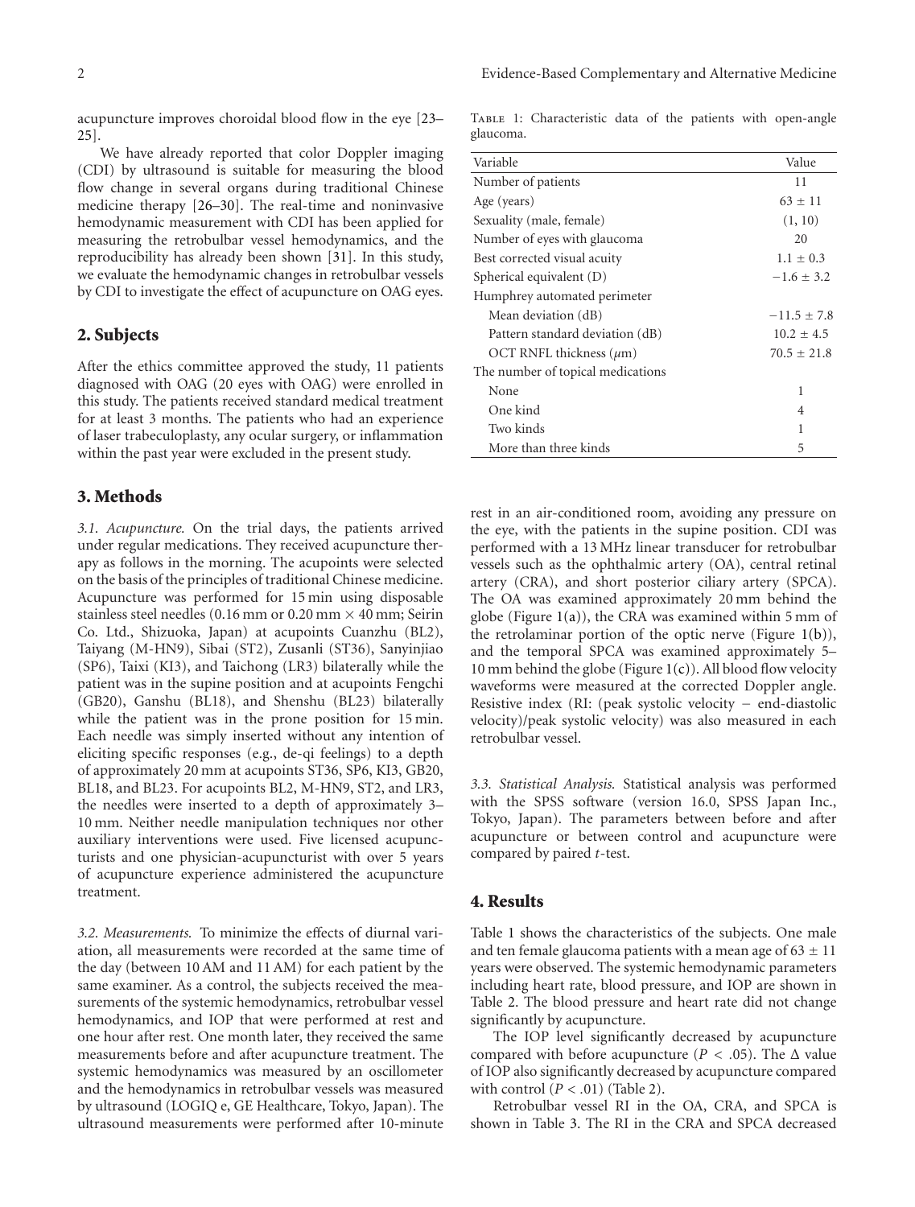acupuncture improves choroidal blood flow in the eye [23–25].

We have already reported that color Doppler imaging (CDI) by ultrasound is suitable for measuring the blood flow change in several organs during traditional Chinese medicine therapy [26–30]. The real-time and noninvasive hemodynamic measurement with CDI has been applied for measuring the retrobulbar vessel hemodynamics, and the reproducibility has already been shown [31]. In this study, we evaluate the hemodynamic changes in retrobulbar vessels by CDI to investigate the effect of acupuncture on OAG eyes.

## 2. Subjects

After the ethics committee approved the study, 11 patients diagnosed with OAG (20 eyes with OAG) were enrolled in this study. The patients received standard medical treatment for at least 3 months. The patients who had an experience of laser trabeculoplasty, any ocular surgery, or inflammation within the past year were excluded in the present study.

## 3. Methods

*3.1. Acupuncture.* On the trial days, the patients arrived under regular medications. They received acupuncture therapy as follows in the morning. The acupoints were selected on the basis of the principles of traditional Chinese medicine. Acupuncture was performed for 15 min using disposable stainless steel needles (0.16 mm or 0.20 mm × 40 mm; Seirin Co. Ltd., Shizuoka, Japan) at acupoints Cuanzhu (BL2), Taiyang (M-HN9), Sibai (ST2), Zusanli (ST36), Sanyinjiao (SP6), Taixi (KI3), and Taichong (LR3) bilaterally while the patient was in the supine position and at acupoints Fengchi (GB20), Ganshu (BL18), and Shenshu (BL23) bilaterally while the patient was in the prone position for 15 min. Each needle was simply inserted without any intention of eliciting specific responses (e.g., de-qi feelings) to a depth of approximately 20 mm at acupoints ST36, SP6, KI3, GB20, BL18, and BL23. For acupoints BL2, M-HN9, ST2, and LR3, the needles were inserted to a depth of approximately 3–10 mm. Neither needle manipulation techniques nor other auxiliary interventions were used. Five licensed acupuncturists and one physician-acupuncturist with over 5 years of acupuncture experience administered the acupuncture treatment.

*3.2. Measurements.* To minimize the effects of diurnal variation, all measurements were recorded at the same time of the day (between 10 AM and 11 AM) for each patient by the same examiner. As a control, the subjects received the measurements of the systemic hemodynamics, retrobulbar vessel hemodynamics, and IOP that were performed at rest and one hour after rest. One month later, they received the same measurements before and after acupuncture treatment. The systemic hemodynamics was measured by an oscillometer and the hemodynamics in retrobulbar vessels was measured by ultrasound (LOGIQ e, GE Healthcare, Tokyo, Japan). The ultrasound measurements were performed after 10-minute rest in an air-conditioned room, avoiding any pressure on the eye, with the patients in the supine position. CDI was performed with a 13 MHz linear transducer for retrobulbar vessels such as the ophthalmic artery (OA), central retinal artery (CRA), and short posterior ciliary artery (SPCA). The OA was examined approximately 20 mm behind the globe (Figure 1(a)), the CRA was examined within 5 mm of the retrolaminar portion of the optic nerve (Figure 1(b)), and the temporal SPCA was examined approximately 5–10 mm behind the globe (Figure 1(c)). All blood flow velocity waveforms were measured at the corrected Doppler angle. Resistive index (RI: (peak systolic velocity − end-diastolic velocity)/peak systolic velocity) was also measured in each retrobulbar vessel.

*3.3. Statistical Analysis.* Statistical analysis was performed with the SPSS software (version 16.0, SPSS Japan Inc., Tokyo, Japan). The parameters between before and after acupuncture or between control and acupuncture were compared by paired *t*-test.

Table 1: Characteristic data of the patients with open-angle glaucoma.

| Variable | Value |
|---|---|
| Number of patients | 11 |
| Age (years) | 63 ± 11 |
| Sexuality (male, female) | (1, 10) |
| Number of eyes with glaucoma | 20 |
| Best corrected visual acuity | 1.1 ± 0.3 |
| Spherical equivalent (D) | −1.6 ± 3.2 |
| Humphrey automated perimeter | |
| Mean deviation (dB) | −11.5 ± 7.8 |
| Pattern standard deviation (dB) | 10.2 ± 4.5 |
| OCT RNFL thickness ($\mu$m) | 70.5 ± 21.8 |
| The number of topical medications | |
| None | 1 |
| One kind | 4 |
| Two kinds | 1 |
| More than three kinds | 5 |

## 4. Results

Table 1 shows the characteristics of the subjects. One male and ten female glaucoma patients with a mean age of 63 ± 11 years were observed. The systemic hemodynamic parameters including heart rate, blood pressure, and IOP are shown in Table 2. The blood pressure and heart rate did not change significantly by acupuncture.

The IOP level significantly decreased by acupuncture compared with before acupuncture ($P < .05$). The Δ value of IOP also significantly decreased by acupuncture compared with control ($P < .01$) (Table 2).

Retrobulbar vessel RI in the OA, CRA, and SPCA is shown in Table 3. The RI in the CRA and SPCA decreased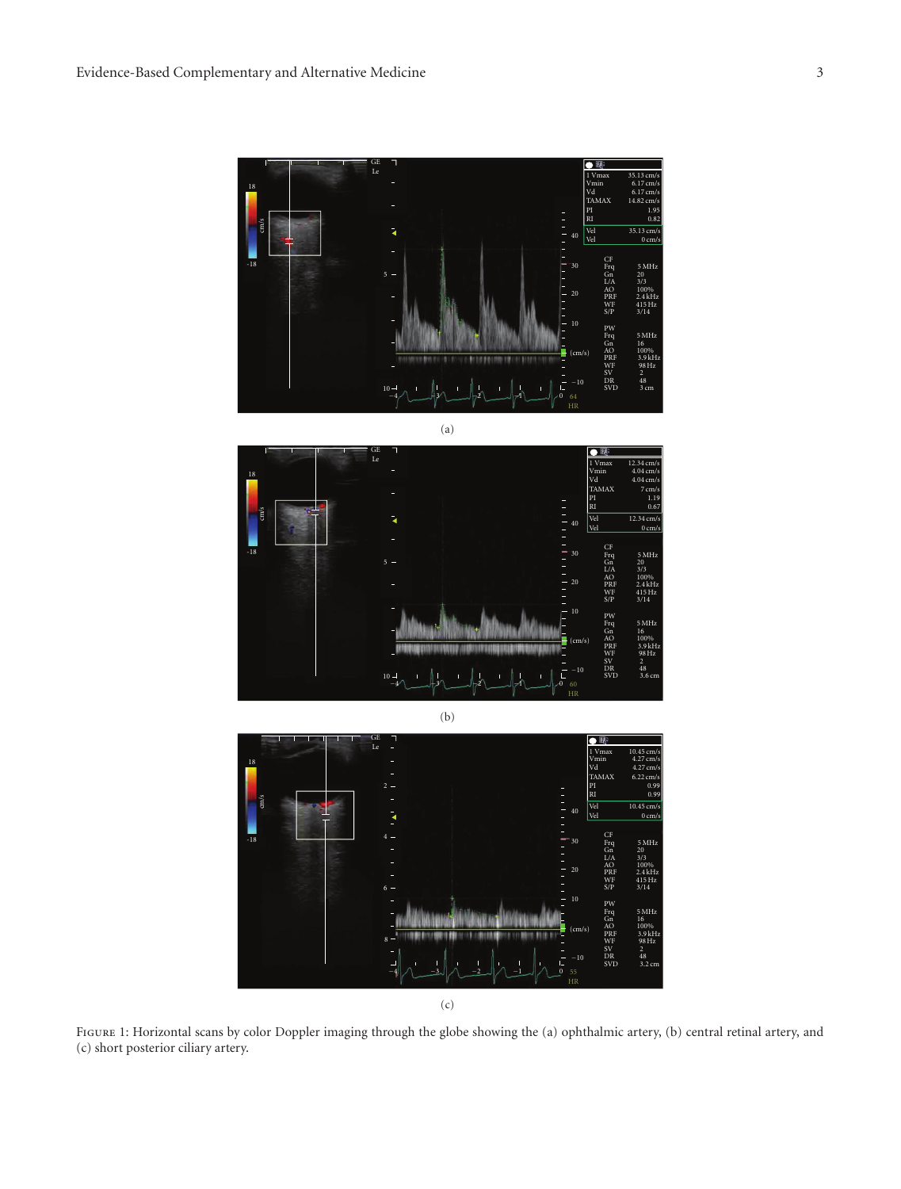(a)

(b)

(c)

Figure 1: Horizontal scans by color Doppler imaging through the globe showing the (a) ophthalmic artery, (b) central retinal artery, and (c) short posterior ciliary artery.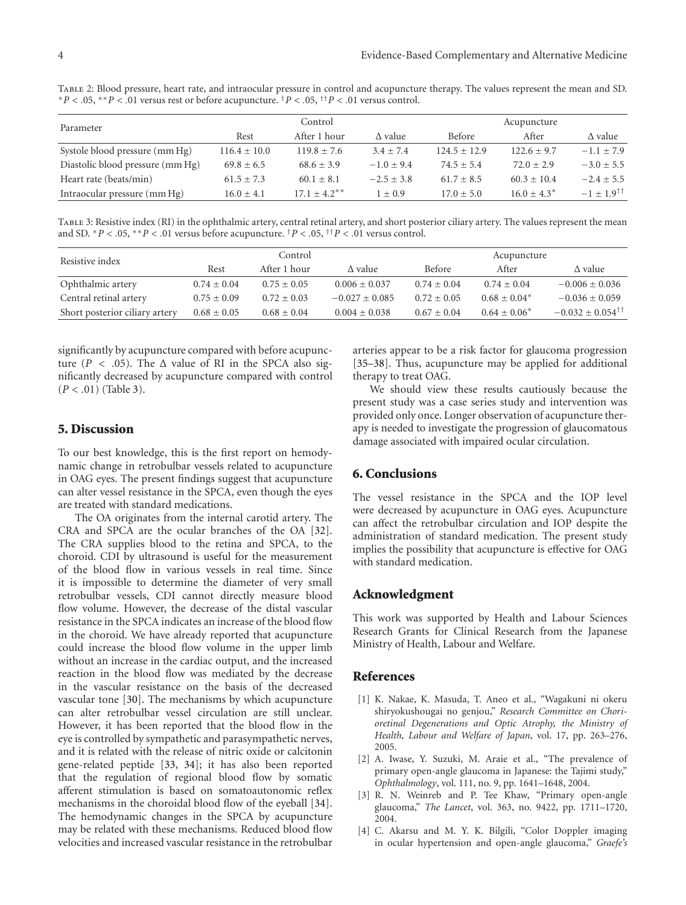Table 2: Blood pressure, heart rate, and intraocular pressure in control and acupuncture therapy. The values represent the mean and SD. $^{*}P < .05$, $^{**}P < .01$ versus rest or before acupuncture. $^{\dagger}P < .05$, $^{\dagger\dagger}P < .01$ versus control.

| Parameter | Control | | | Acupuncture | | |
|---|---|---|---|---|---|---|
| | Rest | After 1 hour | Δ value | Before | After | Δ value |
| Systole blood pressure (mm Hg) | 116.4 ± 10.0 | 119.8 ± 7.6 | 3.4 ± 7.4 | 124.5 ± 12.9 | 122.6 ± 9.7 | −1.1 ± 7.9 |
| Diastolic blood pressure (mm Hg) | 69.8 ± 6.5 | 68.6 ± 3.9 | −1.0 ± 9.4 | 74.5 ± 5.4 | 72.0 ± 2.9 | −3.0 ± 5.5 |
| Heart rate (beats/min) | 61.5 ± 7.3 | 60.1 ± 8.1 | −2.5 ± 3.8 | 61.7 ± 8.5 | 60.3 ± 10.4 | −2.4 ± 5.5 |
| Intraocular pressure (mm Hg) | 16.0 ± 4.1 | $17.1 \pm 4.2^{**}$ | 1 ± 0.9 | 17.0 ± 5.0 | $16.0 \pm 4.3^{*}$ | $-1 \pm 1.9^{\dagger\dagger}$ |

Table 3: Resistive index (RI) in the ophthalmic artery, central retinal artery, and short posterior ciliary artery. The values represent the mean and SD. $^{*}P < .05$, $^{**}P < .01$ versus before acupuncture. $^{\dagger}P < .05$, $^{\dagger\dagger}P < .01$ versus control.

| Resistive index | Control | | | Acupuncture | | |
|---|---|---|---|---|---|---|
| | Rest | After 1 hour | Δ value | Before | After | Δ value |
| Ophthalmic artery | 0.74 ± 0.04 | 0.75 ± 0.05 | 0.006 ± 0.037 | 0.74 ± 0.04 | 0.74 ± 0.04 | −0.006 ± 0.036 |
| Central retinal artery | 0.75 ± 0.09 | 0.72 ± 0.03 | −0.027 ± 0.085 | 0.72 ± 0.05 | $0.68 \pm 0.04^{*}$ | −0.036 ± 0.059 |
| Short posterior ciliary artery | 0.68 ± 0.05 | 0.68 ± 0.04 | 0.004 ± 0.038 | 0.67 ± 0.04 | $0.64 \pm 0.06^{*}$ | $-0.032 \pm 0.054^{\dagger\dagger}$ |

significantly by acupuncture compared with before acupuncture ($P < .05$). The Δ value of RI in the SPCA also significantly decreased by acupuncture compared with control ($P < .01$) (Table 3).

## 5. Discussion

To our best knowledge, this is the first report on hemodynamic change in retrobulbar vessels related to acupuncture in OAG eyes. The present findings suggest that acupuncture can alter vessel resistance in the SPCA, even though the eyes are treated with standard medications.

The OA originates from the internal carotid artery. The CRA and SPCA are the ocular branches of the OA [32]. The CRA supplies blood to the retina and SPCA, to the choroid. CDI by ultrasound is useful for the measurement of the blood flow in various vessels in real time. Since it is impossible to determine the diameter of very small retrobulbar vessels, CDI cannot directly measure blood flow volume. However, the decrease of the distal vascular resistance in the SPCA indicates an increase of the blood flow in the choroid. We have already reported that acupuncture could increase the blood flow volume in the upper limb without an increase in the cardiac output, and the increased reaction in the blood flow was mediated by the decrease in the vascular resistance on the basis of the decreased vascular tone [30]. The mechanisms by which acupuncture can alter retrobulbar vessel circulation are still unclear. However, it has been reported that the blood flow in the eye is controlled by sympathetic and parasympathetic nerves, and it is related with the release of nitric oxide or calcitonin gene-related peptide [33, 34]; it has also been reported that the regulation of regional blood flow by somatic afferent stimulation is based on somatoautonomic reflex mechanisms in the choroidal blood flow of the eyeball [34]. The hemodynamic changes in the SPCA by acupuncture may be related with these mechanisms. Reduced blood flow velocities and increased vascular resistance in the retrobulbar arteries appear to be a risk factor for glaucoma progression [35–38]. Thus, acupuncture may be applied for additional therapy to treat OAG.

We should view these results cautiously because the present study was a case series study and intervention was provided only once. Longer observation of acupuncture therapy is needed to investigate the progression of glaucomatous damage associated with impaired ocular circulation.

## 6. Conclusions

The vessel resistance in the SPCA and the IOP level were decreased by acupuncture in OAG eyes. Acupuncture can affect the retrobulbar circulation and IOP despite the administration of standard medication. The present study implies the possibility that acupuncture is effective for OAG with standard medication.

## Acknowledgment

This work was supported by Health and Labour Sciences Research Grants for Clinical Research from the Japanese Ministry of Health, Labour and Welfare.

## References

[1] K. Nakae, K. Masuda, T. Aneo et al., "Wagakuni ni okeru shiryokushougai no genjou," *Research Committee on Chorioretinal Degenerations and Optic Atrophy, the Ministry of Health, Labour and Welfare of Japan*, vol. 17, pp. 263–276, 2005.

[2] A. Iwase, Y. Suzuki, M. Araie et al., "The prevalence of primary open-angle glaucoma in Japanese: the Tajimi study," *Ophthalmology*, vol. 111, no. 9, pp. 1641–1648, 2004.

[3] R. N. Weinreb and P. Tee Khaw, "Primary open-angle glaucoma," *The Lancet*, vol. 363, no. 9422, pp. 1711–1720, 2004.

[4] C. Akarsu and M. Y. K. Bilgili, "Color Doppler imaging in ocular hypertension and open-angle glaucoma," *Graefe's*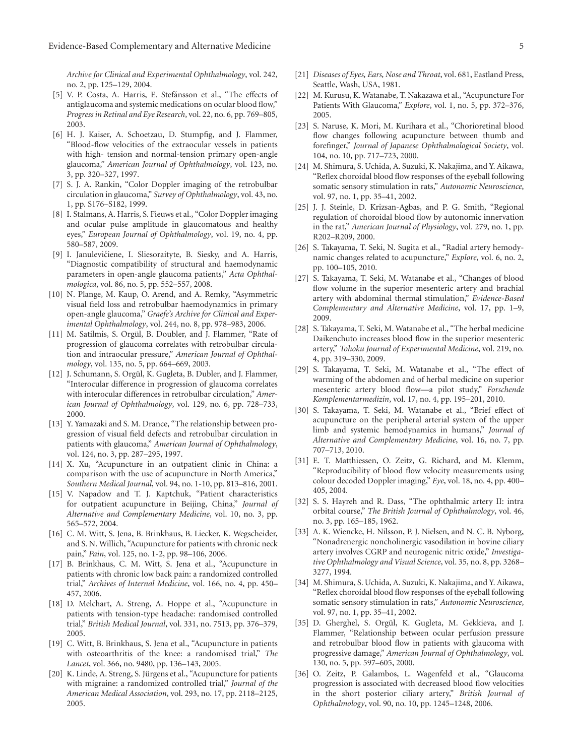*Archive for Clinical and Experimental Ophthalmology*, vol. 242, no. 2, pp. 125–129, 2004.

[5] V. P. Costa, A. Harris, E. Stefánsson et al., "The effects of antiglaucoma and systemic medications on ocular blood flow," *Progress in Retinal and Eye Research*, vol. 22, no. 6, pp. 769–805, 2003.

[6] H. J. Kaiser, A. Schoetzau, D. Stumpfig, and J. Flammer, "Blood-flow velocities of the extraocular vessels in patients with high- tension and normal-tension primary open-angle glaucoma," *American Journal of Ophthalmology*, vol. 123, no. 3, pp. 320–327, 1997.

[7] S. J. A. Rankin, "Color Doppler imaging of the retrobulbar circulation in glaucoma," *Survey of Ophthalmology*, vol. 43, no. 1, pp. S176–S182, 1999.

[8] I. Stalmans, A. Harris, S. Fieuws et al., "Color Doppler imaging and ocular pulse amplitude in glaucomatous and healthy eyes," *European Journal of Ophthalmology*, vol. 19, no. 4, pp. 580–587, 2009.

[9] I. Janulevičiene, I. Sliesoraityte, B. Siesky, and A. Harris, "Diagnostic compatibility of structural and haemodynamic parameters in open-angle glaucoma patients," *Acta Ophthalmologica*, vol. 86, no. 5, pp. 552–557, 2008.

[10] N. Plange, M. Kaup, O. Arend, and A. Remky, "Asymmetric visual field loss and retrobulbar haemodynamics in primary open-angle glaucoma," *Graefe's Archive for Clinical and Experimental Ophthalmology*, vol. 244, no. 8, pp. 978–983, 2006.

[11] M. Satilmis, S. Orgül, B. Doubler, and J. Flammer, "Rate of progression of glaucoma correlates with retrobulbar circulation and intraocular pressure," *American Journal of Ophthalmology*, vol. 135, no. 5, pp. 664–669, 2003.

[12] J. Schumann, S. Orgül, K. Gugleta, B. Dubler, and J. Flammer, "Interocular difference in progression of glaucoma correlates with interocular differences in retrobulbar circulation," *American Journal of Ophthalmology*, vol. 129, no. 6, pp. 728–733, 2000.

[13] Y. Yamazaki and S. M. Drance, "The relationship between progression of visual field defects and retrobulbar circulation in patients with glaucoma," *American Journal of Ophthalmology*, vol. 124, no. 3, pp. 287–295, 1997.

[14] X. Xu, "Acupuncture in an outpatient clinic in China: a comparison with the use of acupuncture in North America," *Southern Medical Journal*, vol. 94, no. 1-10, pp. 813–816, 2001.

[15] V. Napadow and T. J. Kaptchuk, "Patient characteristics for outpatient acupuncture in Beijing, China," *Journal of Alternative and Complementary Medicine*, vol. 10, no. 3, pp. 565–572, 2004.

[16] C. M. Witt, S. Jena, B. Brinkhaus, B. Liecker, K. Wegscheider, and S. N. Willich, "Acupuncture for patients with chronic neck pain," *Pain*, vol. 125, no. 1-2, pp. 98–106, 2006.

[17] B. Brinkhaus, C. M. Witt, S. Jena et al., "Acupuncture in patients with chronic low back pain: a randomized controlled trial," *Archives of Internal Medicine*, vol. 166, no. 4, pp. 450–457, 2006.

[18] D. Melchart, A. Streng, A. Hoppe et al., "Acupuncture in patients with tension-type headache: randomised controlled trial," *British Medical Journal*, vol. 331, no. 7513, pp. 376–379, 2005.

[19] C. Witt, B. Brinkhaus, S. Jena et al., "Acupuncture in patients with osteoarthritis of the knee: a randomised trial," *The Lancet*, vol. 366, no. 9480, pp. 136–143, 2005.

[20] K. Linde, A. Streng, S. Jürgens et al., "Acupuncture for patients with migraine: a randomized controlled trial," *Journal of the American Medical Association*, vol. 293, no. 17, pp. 2118–2125, 2005.

[21] *Diseases of Eyes, Ears, Nose and Throat*, vol. 681, Eastland Press, Seattle, Wash, USA, 1981.

[22] M. Kurusu, K. Watanabe, T. Nakazawa et al., "Acupuncture For Patients With Glaucoma," *Explore*, vol. 1, no. 5, pp. 372–376, 2005.

[23] S. Naruse, K. Mori, M. Kurihara et al., "Chorioretinal blood flow changes following acupuncture between thumb and forefinger," *Journal of Japanese Ophthalmological Society*, vol. 104, no. 10, pp. 717–723, 2000.

[24] M. Shimura, S. Uchida, A. Suzuki, K. Nakajima, and Y. Aikawa, "Reflex choroidal blood flow responses of the eyeball following somatic sensory stimulation in rats," *Autonomic Neuroscience*, vol. 97, no. 1, pp. 35–41, 2002.

[25] J. J. Steinle, D. Krizsan-Agbas, and P. G. Smith, "Regional regulation of choroidal blood flow by autonomic innervation in the rat," *American Journal of Physiology*, vol. 279, no. 1, pp. R202–R209, 2000.

[26] S. Takayama, T. Seki, N. Sugita et al., "Radial artery hemodynamic changes related to acupuncture," *Explore*, vol. 6, no. 2, pp. 100–105, 2010.

[27] S. Takayama, T. Seki, M. Watanabe et al., "Changes of blood flow volume in the superior mesenteric artery and brachial artery with abdominal thermal stimulation," *Evidence-Based Complementary and Alternative Medicine*, vol. 17, pp. 1–9, 2009.

[28] S. Takayama, T. Seki, M. Watanabe et al., "The herbal medicine Daikenchuto increases blood flow in the superior mesenteric artery," *Tohoku Journal of Experimental Medicine*, vol. 219, no. 4, pp. 319–330, 2009.

[29] S. Takayama, T. Seki, M. Watanabe et al., "The effect of warming of the abdomen and of herbal medicine on superior mesenteric artery blood flow—a pilot study," *Forschende Komplementarmedizin*, vol. 17, no. 4, pp. 195–201, 2010.

[30] S. Takayama, T. Seki, M. Watanabe et al., "Brief effect of acupuncture on the peripheral arterial system of the upper limb and systemic hemodynamics in humans," *Journal of Alternative and Complementary Medicine*, vol. 16, no. 7, pp. 707–713, 2010.

[31] E. T. Matthiessen, O. Zeitz, G. Richard, and M. Klemm, "Reproducibility of blood flow velocity measurements using colour decoded Doppler imaging," *Eye*, vol. 18, no. 4, pp. 400–405, 2004.

[32] S. S. Hayreh and R. Dass, "The ophthalmic artery II: intra orbital course," *The British Journal of Ophthalmology*, vol. 46, no. 3, pp. 165–185, 1962.

[33] A. K. Wiencke, H. Nilsson, P. J. Nielsen, and N. C. B. Nyborg, "Nonadrenergic noncholinergic vasodilation in bovine ciliary artery involves CGRP and neurogenic nitric oxide," *Investigative Ophthalmology and Visual Science*, vol. 35, no. 8, pp. 3268–3277, 1994.

[34] M. Shimura, S. Uchida, A. Suzuki, K. Nakajima, and Y. Aikawa, "Reflex choroidal blood flow responses of the eyeball following somatic sensory stimulation in rats," *Autonomic Neuroscience*, vol. 97, no. 1, pp. 35–41, 2002.

[35] D. Gherghel, S. Orgül, K. Gugleta, M. Gekkieva, and J. Flammer, "Relationship between ocular perfusion pressure and retrobulbar blood flow in patients with glaucoma with progressive damage," *American Journal of Ophthalmology*, vol. 130, no. 5, pp. 597–605, 2000.

[36] O. Zeitz, P. Galambos, L. Wagenfeld et al., "Glaucoma progression is associated with decreased blood flow velocities in the short posterior ciliary artery," *British Journal of Ophthalmology*, vol. 90, no. 10, pp. 1245–1248, 2006.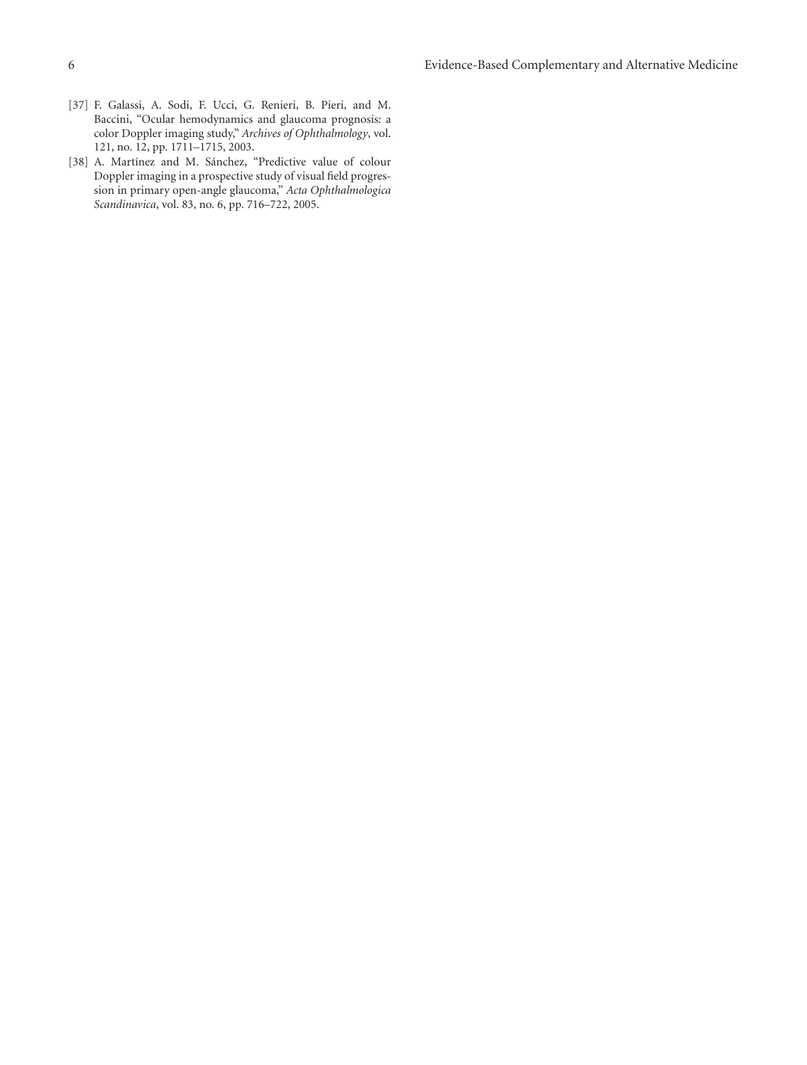[37] F. Galassi, A. Sodi, F. Ucci, G. Renieri, B. Pieri, and M. Baccini, "Ocular hemodynamics and glaucoma prognosis: a color Doppler imaging study," *Archives of Ophthalmology*, vol. 121, no. 12, pp. 1711–1715, 2003.

[38] A. Martínez and M. Sánchez, "Predictive value of colour Doppler imaging in a prospective study of visual field progression in primary open-angle glaucoma," *Acta Ophthalmologica Scandinavica*, vol. 83, no. 6, pp. 716–722, 2005.